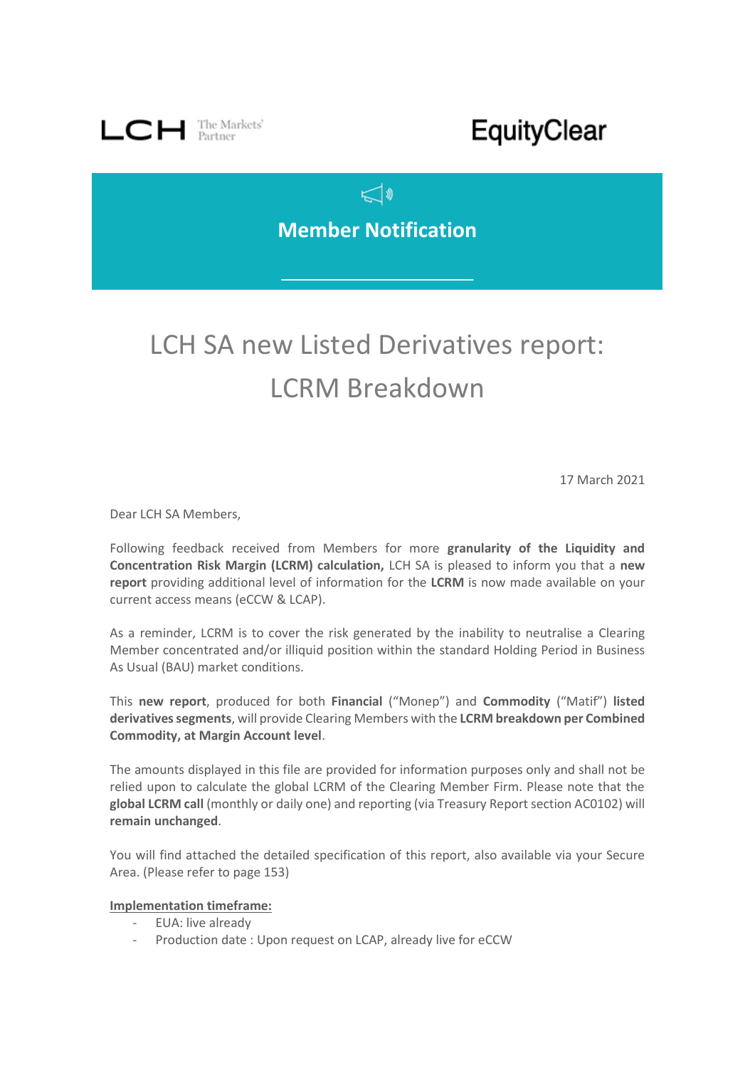LCH The Markets' Partner

EquityClear

## Member Notification

# LCH SA new Listed Derivatives report: LCRM Breakdown

17 March 2021

Dear LCH SA Members,

Following feedback received from Members for more **granularity of the Liquidity and Concentration Risk Margin (LCRM) calculation,** LCH SA is pleased to inform you that a **new report** providing additional level of information for the **LCRM** is now made available on your current access means (eCCW & LCAP).

As a reminder, LCRM is to cover the risk generated by the inability to neutralise a Clearing Member concentrated and/or illiquid position within the standard Holding Period in Business As Usual (BAU) market conditions.

This **new report**, produced for both **Financial** ("Monep") and **Commodity** ("Matif") **listed derivatives segments**, will provide Clearing Members with the **LCRM breakdown per Combined Commodity, at Margin Account level**.

The amounts displayed in this file are provided for information purposes only and shall not be relied upon to calculate the global LCRM of the Clearing Member Firm. Please note that the **global LCRM call** (monthly or daily one) and reporting (via Treasury Report section AC0102) will **remain unchanged**.

You will find attached the detailed specification of this report, also available via your Secure Area. (Please refer to page 153)

**Implementation timeframe:**

- EUA: live already
- Production date : Upon request on LCAP, already live for eCCW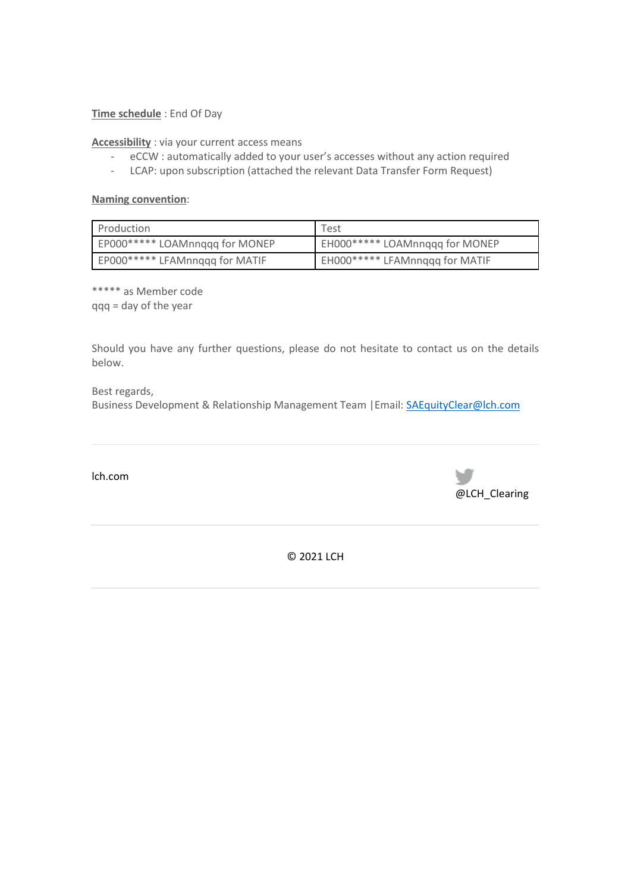**Time schedule** : End Of Day

**Accessibility** : via your current access means

- eCCW : automatically added to your user's accesses without any action required
- LCAP: upon subscription (attached the relevant Data Transfer Form Request)

**Naming convention**:

| Production | Test |
|---|---|
| EP000***** LOAMnnqqq for MONEP | EH000***** LOAMnnqqq for MONEP |
| EP000***** LFAMnnqqq for MATIF | EH000***** LFAMnnqqq for MATIF |

***** as Member code
qqq = day of the year

Should you have any further questions, please do not hesitate to contact us on the details below.

Best regards,
Business Development & Relationship Management Team |Email: SAEquityClear@lch.com

lch.com

@LCH_Clearing

© 2021 LCH